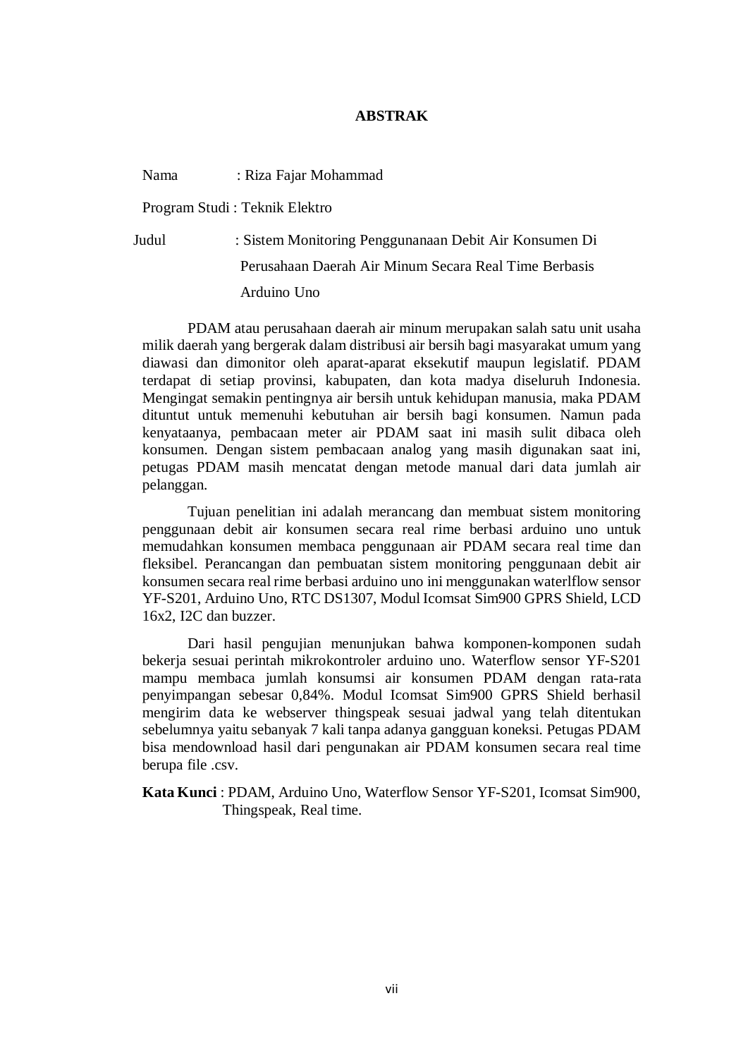# ABSTRAK

Nama : Riza Fajar Mohammad

Program Studi : Teknik Elektro

Judul : Sistem Monitoring Penggunanaan Debit Air Konsumen Di Perusahaan Daerah Air Minum Secara Real Time Berbasis Arduino Uno

PDAM atau perusahaan daerah air minum merupakan salah satu unit usaha milik daerah yang bergerak dalam distribusi air bersih bagi masyarakat umum yang diawasi dan dimonitor oleh aparat-aparat eksekutif maupun legislatif. PDAM terdapat di setiap provinsi, kabupaten, dan kota madya diseluruh Indonesia. Mengingat semakin pentingnya air bersih untuk kehidupan manusia, maka PDAM dituntut untuk memenuhi kebutuhan air bersih bagi konsumen. Namun pada kenyataanya, pembacaan meter air PDAM saat ini masih sulit dibaca oleh konsumen. Dengan sistem pembacaan analog yang masih digunakan saat ini, petugas PDAM masih mencatat dengan metode manual dari data jumlah air pelanggan.

Tujuan penelitian ini adalah merancang dan membuat sistem monitoring penggunaan debit air konsumen secara real rime berbasi arduino uno untuk memudahkan konsumen membaca penggunaan air PDAM secara real time dan fleksibel. Perancangan dan pembuatan sistem monitoring penggunaan debit air konsumen secara real rime berbasi arduino uno ini menggunakan waterlflow sensor YF-S201, Arduino Uno, RTC DS1307, Modul Icomsat Sim900 GPRS Shield, LCD 16x2, I2C dan buzzer.

Dari hasil pengujian menunjukan bahwa komponen-komponen sudah bekerja sesuai perintah mikrokontroler arduino uno. Waterflow sensor YF-S201 mampu membaca jumlah konsumsi air konsumen PDAM dengan rata-rata penyimpangan sebesar 0,84%. Modul Icomsat Sim900 GPRS Shield berhasil mengirim data ke webserver thingspeak sesuai jadwal yang telah ditentukan sebelumnya yaitu sebanyak 7 kali tanpa adanya gangguan koneksi. Petugas PDAM bisa mendownload hasil dari pengunakan air PDAM konsumen secara real time berupa file .csv.

**Kata Kunci** : PDAM, Arduino Uno, Waterflow Sensor YF-S201, Icomsat Sim900, Thingspeak, Real time.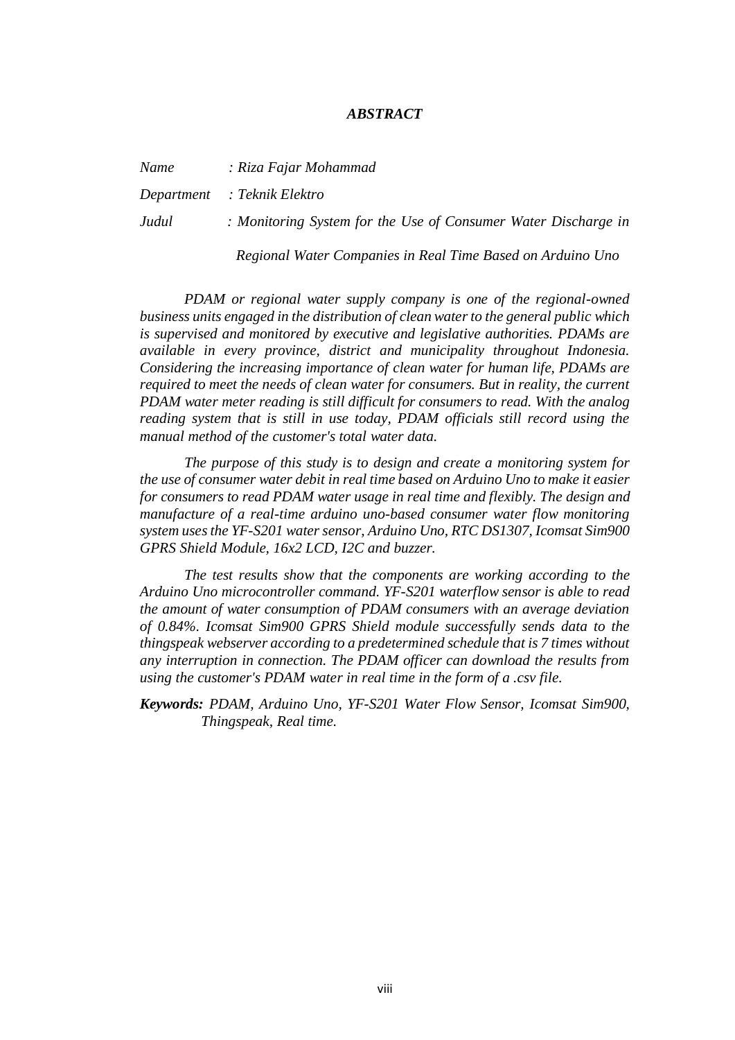# *ABSTRACT*

*Name* : *Riza Fajar Mohammad*

*Department* : *Teknik Elektro*

*Judul* : *Monitoring System for the Use of Consumer Water Discharge in Regional Water Companies in Real Time Based on Arduino Uno*

*PDAM or regional water supply company is one of the regional-owned business units engaged in the distribution of clean water to the general public which is supervised and monitored by executive and legislative authorities. PDAMs are available in every province, district and municipality throughout Indonesia. Considering the increasing importance of clean water for human life, PDAMs are required to meet the needs of clean water for consumers. But in reality, the current PDAM water meter reading is still difficult for consumers to read. With the analog reading system that is still in use today, PDAM officials still record using the manual method of the customer's total water data.*

*The purpose of this study is to design and create a monitoring system for the use of consumer water debit in real time based on Arduino Uno to make it easier for consumers to read PDAM water usage in real time and flexibly. The design and manufacture of a real-time arduino uno-based consumer water flow monitoring system uses the YF-S201 water sensor, Arduino Uno, RTC DS1307, Icomsat Sim900 GPRS Shield Module, 16x2 LCD, I2C and buzzer.*

*The test results show that the components are working according to the Arduino Uno microcontroller command. YF-S201 waterflow sensor is able to read the amount of water consumption of PDAM consumers with an average deviation of 0.84%. Icomsat Sim900 GPRS Shield module successfully sends data to the thingspeak webserver according to a predetermined schedule that is 7 times without any interruption in connection. The PDAM officer can download the results from using the customer's PDAM water in real time in the form of a .csv file.*

***Keywords:*** *PDAM, Arduino Uno, YF-S201 Water Flow Sensor, Icomsat Sim900, Thingspeak, Real time.*